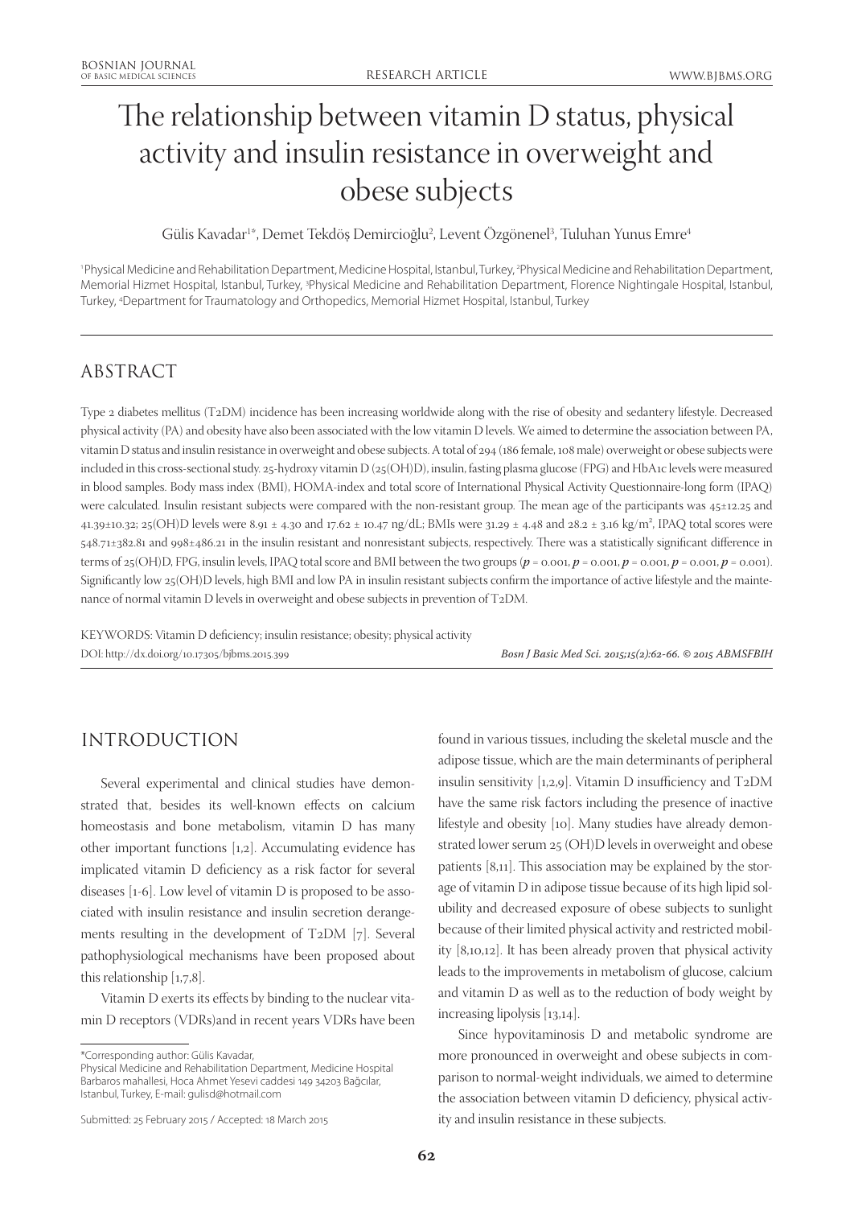# The relationship between vitamin D status, physical activity and insulin resistance in overweight and obese subjects

Gülis Kavadar[1*], Demet Tekdöş Demircioğlu[2], Levent Özgönenel[3], Tuluhan Yunus Emre[4]

[1]Physical Medicine and Rehabilitation Department, Medicine Hospital, Istanbul, Turkey, [2]Physical Medicine and Rehabilitation Department, Memorial Hizmet Hospital, Istanbul, Turkey, [3]Physical Medicine and Rehabilitation Department, Florence Nightingale Hospital, Istanbul, Turkey, [4]Department for Traumatology and Orthopedics, Memorial Hizmet Hospital, Istanbul, Turkey

## ABSTRACT

Type 2 diabetes mellitus (T2DM) incidence has been increasing worldwide along with the rise of obesity and sedantery lifestyle. Decreased physical activity (PA) and obesity have also been associated with the low vitamin D levels. We aimed to determine the association between PA, vitamin D status and insulin resistance in overweight and obese subjects. A total of 294 (186 female, 108 male) overweight or obese subjects were included in this cross-sectional study. 25-hydroxy vitamin D (25(OH)D), insulin, fasting plasma glucose (FPG) and HbA1c levels were measured in blood samples. Body mass index (BMI), HOMA-index and total score of International Physical Activity Questionnaire-long form (IPAQ) were calculated. Insulin resistant subjects were compared with the non-resistant group. The mean age of the participants was 45±12.25 and 41.39±10.32; 25(OH)D levels were 8.91 ± 4.30 and 17.62 ± 10.47 ng/dL; BMIs were 31.29 ± 4.48 and 28.2 ± 3.16 kg/m$^2$, IPAQ total scores were 548.71±382.81 and 998±486.21 in the insulin resistant and nonresistant subjects, respectively. There was a statistically significant difference in terms of 25(OH)D, FPG, insulin levels, IPAQ total score and BMI between the two groups (***p*** = 0.001, ***p*** = 0.001, ***p*** = 0.001, ***p*** = 0.001, ***p*** = 0.001). Significantly low 25(OH)D levels, high BMI and low PA in insulin resistant subjects confirm the importance of active lifestyle and the maintenance of normal vitamin D levels in overweight and obese subjects in prevention of T2DM.

KEYWORDS: Vitamin D deficiency; insulin resistance; obesity; physical activity

DOI: http://dx.doi.org/10.17305/bjbms.2015.399

*Bosn J Basic Med Sci. 2015;15(2):62-66. © 2015 ABMSFBIH*

## INTRODUCTION

Several experimental and clinical studies have demonstrated that, besides its well-known effects on calcium homeostasis and bone metabolism, vitamin D has many other important functions [1,2]. Accumulating evidence has implicated vitamin D deficiency as a risk factor for several diseases [1-6]. Low level of vitamin D is proposed to be associated with insulin resistance and insulin secretion derangements resulting in the development of T2DM [7]. Several pathophysiological mechanisms have been proposed about this relationship [1,7,8].

Vitamin D exerts its effects by binding to the nuclear vitamin D receptors (VDRs)and in recent years VDRs have been found in various tissues, including the skeletal muscle and the adipose tissue, which are the main determinants of peripheral insulin sensitivity [1,2,9]. Vitamin D insufficiency and T2DM have the same risk factors including the presence of inactive lifestyle and obesity [10]. Many studies have already demonstrated lower serum 25 (OH)D levels in overweight and obese patients [8,11]. This association may be explained by the storage of vitamin D in adipose tissue because of its high lipid solubility and decreased exposure of obese subjects to sunlight because of their limited physical activity and restricted mobility [8,10,12]. It has been already proven that physical activity leads to the improvements in metabolism of glucose, calcium and vitamin D as well as to the reduction of body weight by increasing lipolysis [13,14].

Since hypovitaminosis D and metabolic syndrome are more pronounced in overweight and obese subjects in comparison to normal-weight individuals, we aimed to determine the association between vitamin D deficiency, physical activity and insulin resistance in these subjects.

*Corresponding author: Gülis Kavadar,
Physical Medicine and Rehabilitation Department, Medicine Hospital
Barbaros mahallesi, Hoca Ahmet Yesevi caddesi 149 34203 Bağcılar,
Istanbul, Turkey, E-mail: gulisd@hotmail.com

Submitted: 25 February 2015 / Accepted: 18 March 2015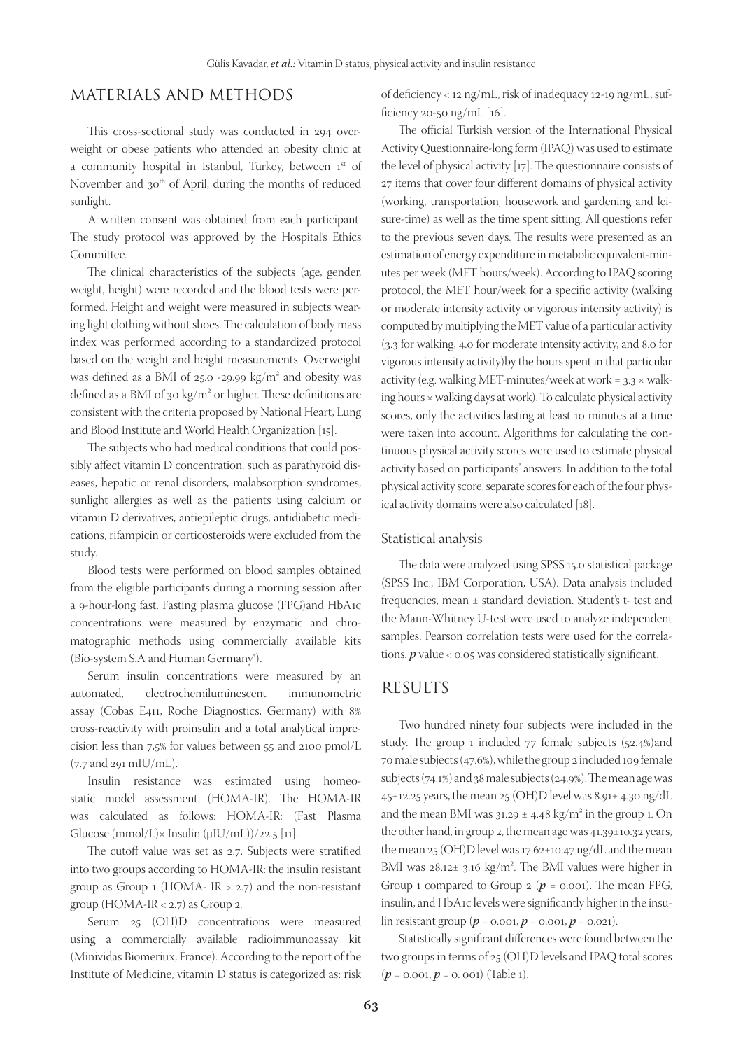## MATERIALS AND METHODS

This cross-sectional study was conducted in 294 overweight or obese patients who attended an obesity clinic at a community hospital in Istanbul, Turkey, between 1st of November and 30th of April, during the months of reduced sunlight.

A written consent was obtained from each participant. The study protocol was approved by the Hospital's Ethics Committee.

The clinical characteristics of the subjects (age, gender, weight, height) were recorded and the blood tests were performed. Height and weight were measured in subjects wearing light clothing without shoes. The calculation of body mass index was performed according to a standardized protocol based on the weight and height measurements. Overweight was defined as a BMI of 25.0 -29.99 kg/m² and obesity was defined as a BMI of 30 kg/m² or higher. These definitions are consistent with the criteria proposed by National Heart, Lung and Blood Institute and World Health Organization [15].

The subjects who had medical conditions that could possibly affect vitamin D concentration, such as parathyroid diseases, hepatic or renal disorders, malabsorption syndromes, sunlight allergies as well as the patients using calcium or vitamin D derivatives, antiepileptic drugs, antidiabetic medications, rifampicin or corticosteroids were excluded from the study.

Blood tests were performed on blood samples obtained from the eligible participants during a morning session after a 9-hour-long fast. Fasting plasma glucose (FPG)and HbA1c concentrations were measured by enzymatic and chromatographic methods using commercially available kits (Bio-system S.A and Human Germany®).

Serum insulin concentrations were measured by an automated, electrochemiluminescent immunometric assay (Cobas E411, Roche Diagnostics, Germany) with 8% cross-reactivity with proinsulin and a total analytical imprecision less than 7,5% for values between 55 and 2100 pmol/L (7.7 and 291 mIU/mL).

Insulin resistance was estimated using homeostatic model assessment (HOMA-IR). The HOMA-IR was calculated as follows: HOMA-IR: (Fast Plasma Glucose (mmol/L)× Insulin (μIU/mL))/22.5 [11].

The cutoff value was set as 2.7. Subjects were stratified into two groups according to HOMA-IR: the insulin resistant group as Group 1 (HOMA- IR > 2.7) and the non-resistant group (HOMA-IR < 2.7) as Group 2.

Serum 25 (OH)D concentrations were measured using a commercially available radioimmunoassay kit (Minividas Biomeriux, France). According to the report of the Institute of Medicine, vitamin D status is categorized as: risk of deficiency < 12 ng/mL, risk of inadequacy 12-19 ng/mL, sufficiency 20-50 ng/mL [16].

The official Turkish version of the International Physical Activity Questionnaire-long form (IPAQ) was used to estimate the level of physical activity [17]. The questionnaire consists of 27 items that cover four different domains of physical activity (working, transportation, housework and gardening and leisure-time) as well as the time spent sitting. All questions refer to the previous seven days. The results were presented as an estimation of energy expenditure in metabolic equivalent-minutes per week (MET hours/week). According to IPAQ scoring protocol, the MET hour/week for a specific activity (walking or moderate intensity activity or vigorous intensity activity) is computed by multiplying the MET value of a particular activity (3.3 for walking, 4.0 for moderate intensity activity, and 8.0 for vigorous intensity activity)by the hours spent in that particular activity (e.g. walking MET-minutes/week at work = 3.3 × walking hours × walking days at work). To calculate physical activity scores, only the activities lasting at least 10 minutes at a time were taken into account. Algorithms for calculating the continuous physical activity scores were used to estimate physical activity based on participants' answers. In addition to the total physical activity score, separate scores for each of the four physical activity domains were also calculated [18].

### Statistical analysis

The data were analyzed using SPSS 15.0 statistical package (SPSS Inc., IBM Corporation, USA). Data analysis included frequencies, mean ± standard deviation. Student's t- test and the Mann-Whitney U-test were used to analyze independent samples. Pearson correlation tests were used for the correlations. ***p*** value < 0.05 was considered statistically significant.

## RESULTS

Two hundred ninety four subjects were included in the study. The group 1 included 77 female subjects (52.4%)and 70 male subjects (47.6%), while the group 2 included 109 female subjects (74.1%) and 38 male subjects (24.9%). The mean age was 45±12.25 years, the mean 25 (OH)D level was 8.91± 4.30 ng/dL and the mean BMI was 31.29 ± 4.48 kg/m² in the group 1. On the other hand, in group 2, the mean age was 41.39±10.32 years, the mean 25 (OH)D level was 17.62±10.47 ng/dL and the mean BMI was 28.12± 3.16 kg/m². The BMI values were higher in Group 1 compared to Group 2 (***p*** = 0.001). The mean FPG, insulin, and HbA1c levels were significantly higher in the insulin resistant group (***p*** = 0.001, ***p*** = 0.001, ***p*** = 0.021).

Statistically significant differences were found between the two groups in terms of 25 (OH)D levels and IPAQ total scores (***p*** = 0.001, ***p*** = 0. 001) (Table 1).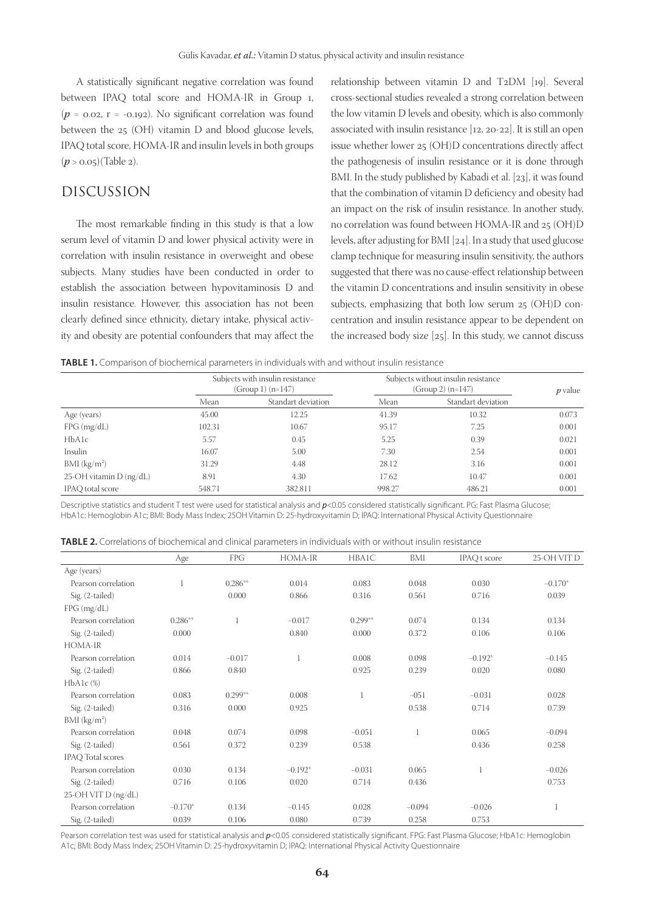A statistically significant negative correlation was found between IPAQ total score and HOMA-IR in Group 1, ($p$ = 0.02, r = -0.192). No significant correlation was found between the 25 (OH) vitamin D and blood glucose levels, IPAQ total score, HOMA-IR and insulin levels in both groups ($p$ > 0.05)(Table 2).

## DISCUSSION

The most remarkable finding in this study is that a low serum level of vitamin D and lower physical activity were in correlation with insulin resistance in overweight and obese subjects. Many studies have been conducted in order to establish the association between hypovitaminosis D and insulin resistance. However, this association has not been clearly defined since ethnicity, dietary intake, physical activity and obesity are potential confounders that may affect the relationship between vitamin D and T2DM [19]. Several cross-sectional studies revealed a strong correlation between the low vitamin D levels and obesity, which is also commonly associated with insulin resistance [12, 20-22]. It is still an open issue whether lower 25 (OH)D concentrations directly affect the pathogenesis of insulin resistance or it is done through BMI. In the study published by Kabadi et al. [23], it was found that the combination of vitamin D deficiency and obesity had an impact on the risk of insulin resistance. In another study, no correlation was found between HOMA-IR and 25 (OH)D levels, after adjusting for BMI [24]. In a study that used glucose clamp technique for measuring insulin sensitivity, the authors suggested that there was no cause-effect relationship between the vitamin D concentrations and insulin sensitivity in obese subjects, emphasizing that both low serum 25 (OH)D concentration and insulin resistance appear to be dependent on the increased body size [25]. In this study, we cannot discuss

**TABLE 1.** Comparison of biochemical parameters in individuals with and without insulin resistance

| | Subjects with insulin resistance (Group 1) (n=147) | | Subjects without insulin resistance (Group 2) (n=147) | | $p$ value |
|---|---|---|---|---|---|
| | Mean | Standart deviation | Mean | Standart deviation | |
| Age (years) | 45.00 | 12.25 | 41.39 | 10.32 | 0.073 |
| FPG (mg/dL) | 102.31 | 10.67 | 95.17 | 7.25 | 0.001 |
| HbA1c | 5.57 | 0.45 | 5.25 | 0.39 | 0.021 |
| Insulin | 16.07 | 5.00 | 7.30 | 2.54 | 0.001 |
| BMI (kg/m$^2$) | 31.29 | 4.48 | 28.12 | 3.16 | 0.001 |
| 25-OH vitamin D (ng/dL) | 8.91 | 4.30 | 17.62 | 10.47 | 0.001 |
| IPAQ total score | 548.71 | 382.811 | 998.27 | 486.21 | 0.001 |

Descriptive statistics and student T test were used for statistical analysis and $p$<0.05 considered statistically significant. PG: Fast Plasma Glucose; HbA1c: Hemoglobin A1c; BMI: Body Mass Index; 25OH Vitamin D: 25-hydroxyvitamin D; IPAQ: International Physical Activity Questionnaire

**TABLE 2.** Correlations of biochemical and clinical parameters in individuals with or without insulin resistance

| | Age | FPG | HOMA-IR | HBA1C | BMI | IPAQ t score | 25-OH VIT D |
|---|---|---|---|---|---|---|---|
| Age (years) | | | | | | | |
| Pearson correlation | 1 | 0.286** | 0.014 | 0.083 | 0.048 | 0.030 | −0.170* |
| Sig. (2-tailed) | | 0.000 | 0.866 | 0.316 | 0.561 | 0.716 | 0.039 |
| FPG (mg/dL) | | | | | | | |
| Pearson correlation | 0.286** | 1 | −0.017 | 0.299** | 0.074 | 0.134 | 0.134 |
| Sig. (2-tailed) | 0.000 | | 0.840 | 0.000 | 0.372 | 0.106 | 0.106 |
| HOMA-IR | | | | | | | |
| Pearson correlation | 0.014 | −0.017 | 1 | 0.008 | 0.098 | −0.192* | −0.145 |
| Sig. (2-tailed) | 0.866 | 0.840 | | 0.925 | 0.239 | 0.020 | 0.080 |
| HbA1c (%) | | | | | | | |
| Pearson correlation | 0.083 | 0.299** | 0.008 | 1 | −051 | −0.031 | 0.028 |
| Sig. (2-tailed) | 0.316 | 0.000 | 0.925 | | 0.538 | 0.714 | 0.739 |
| BMI (kg/m$^2$) | | | | | | | |
| Pearson correlation | 0.048 | 0.074 | 0.098 | −0.051 | 1 | 0.065 | −0.094 |
| Sig. (2-tailed) | 0.561 | 0.372 | 0.239 | 0.538 | | 0.436 | 0.258 |
| IPAQ Total scores | | | | | | | |
| Pearson correlation | 0.030 | 0.134 | −0.192* | −0.031 | 0.065 | 1 | −0.026 |
| Sig. (2-tailed) | 0.716 | 0.106 | 0.020 | 0.714 | 0.436 | | 0.753 |
| 25-OH VIT D (ng/dL) | | | | | | | |
| Pearson correlation | −0.170* | 0.134 | −0.145 | 0.028 | −0.094 | −0.026 | 1 |
| Sig. (2-tailed) | 0.039 | 0.106 | 0.080 | 0.739 | 0.258 | 0.753 | |

Pearson correlation test was used for statistical analysis and $p$<0.05 considered statistically significant. FPG: Fast Plasma Glucose; HbA1c: Hemoglobin A1c; BMI: Body Mass Index; 25OH Vitamin D: 25-hydroxyvitamin D; IPAQ: International Physical Activity Questionnaire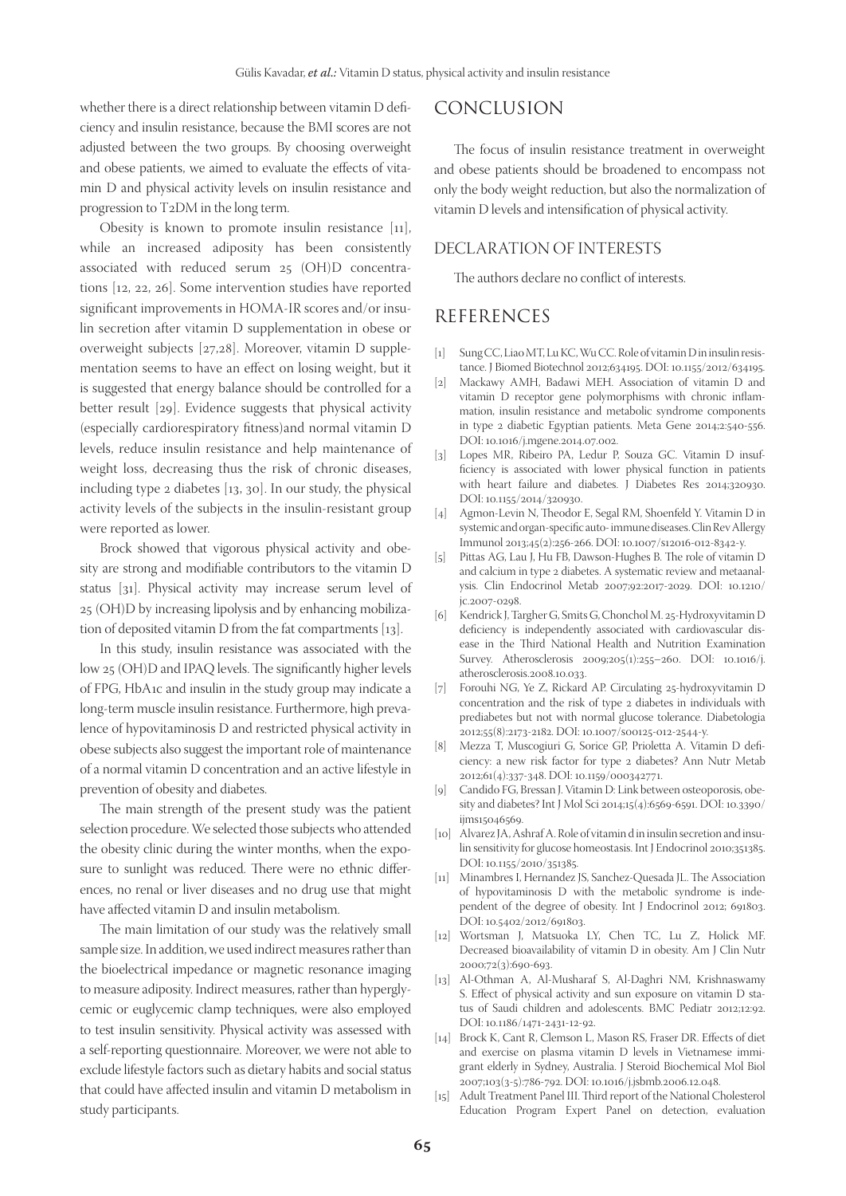whether there is a direct relationship between vitamin D deficiency and insulin resistance, because the BMI scores are not adjusted between the two groups. By choosing overweight and obese patients, we aimed to evaluate the effects of vitamin D and physical activity levels on insulin resistance and progression to T2DM in the long term.

Obesity is known to promote insulin resistance [11], while an increased adiposity has been consistently associated with reduced serum 25 (OH)D concentrations [12, 22, 26]. Some intervention studies have reported significant improvements in HOMA-IR scores and/or insulin secretion after vitamin D supplementation in obese or overweight subjects [27,28]. Moreover, vitamin D supplementation seems to have an effect on losing weight, but it is suggested that energy balance should be controlled for a better result [29]. Evidence suggests that physical activity (especially cardiorespiratory fitness)and normal vitamin D levels, reduce insulin resistance and help maintenance of weight loss, decreasing thus the risk of chronic diseases, including type 2 diabetes [13, 30]. In our study, the physical activity levels of the subjects in the insulin-resistant group were reported as lower.

Brock showed that vigorous physical activity and obesity are strong and modifiable contributors to the vitamin D status [31]. Physical activity may increase serum level of 25 (OH)D by increasing lipolysis and by enhancing mobilization of deposited vitamin D from the fat compartments [13].

In this study, insulin resistance was associated with the low 25 (OH)D and IPAQ levels. The significantly higher levels of FPG, HbA1c and insulin in the study group may indicate a long-term muscle insulin resistance. Furthermore, high prevalence of hypovitaminosis D and restricted physical activity in obese subjects also suggest the important role of maintenance of a normal vitamin D concentration and an active lifestyle in prevention of obesity and diabetes.

The main strength of the present study was the patient selection procedure. We selected those subjects who attended the obesity clinic during the winter months, when the exposure to sunlight was reduced. There were no ethnic differences, no renal or liver diseases and no drug use that might have affected vitamin D and insulin metabolism.

The main limitation of our study was the relatively small sample size. In addition, we used indirect measures rather than the bioelectrical impedance or magnetic resonance imaging to measure adiposity. Indirect measures, rather than hyperglycemic or euglycemic clamp techniques, were also employed to test insulin sensitivity. Physical activity was assessed with a self-reporting questionnaire. Moreover, we were not able to exclude lifestyle factors such as dietary habits and social status that could have affected insulin and vitamin D metabolism in study participants.

## CONCLUSION

The focus of insulin resistance treatment in overweight and obese patients should be broadened to encompass not only the body weight reduction, but also the normalization of vitamin D levels and intensification of physical activity.

## DECLARATION OF INTERESTS

The authors declare no conflict of interests.

## REFERENCES

[1] Sung CC, Liao MT, Lu KC, Wu CC. Role of vitamin D in insulin resistance. J Biomed Biotechnol 2012;634195. DOI: 10.1155/2012/634195.

[2] Mackawy AMH, Badawi MEH. Association of vitamin D and vitamin D receptor gene polymorphisms with chronic inflammation, insulin resistance and metabolic syndrome components in type 2 diabetic Egyptian patients. Meta Gene 2014;2:540-556. DOI: 10.1016/j.mgene.2014.07.002.

[3] Lopes MR, Ribeiro PA, Ledur P, Souza GC. Vitamin D insufficiency is associated with lower physical function in patients with heart failure and diabetes. J Diabetes Res 2014;320930. DOI: 10.1155/2014/320930.

[4] Agmon-Levin N, Theodor E, Segal RM, Shoenfeld Y. Vitamin D in systemic and organ-specific auto- immune diseases. Clin Rev Allergy Immunol 2013;45(2):256-266. DOI: 10.1007/s12016-012-8342-y.

[5] Pittas AG, Lau J, Hu FB, Dawson-Hughes B. The role of vitamin D and calcium in type 2 diabetes. A systematic review and metaanalysis. Clin Endocrinol Metab 2007;92:2017-2029. DOI: 10.1210/jc.2007-0298.

[6] Kendrick J, Targher G, Smits G, Chonchol M. 25-Hydroxyvitamin D deficiency is independently associated with cardiovascular disease in the Third National Health and Nutrition Examination Survey. Atherosclerosis 2009;205(1):255–260. DOI: 10.1016/j.atherosclerosis.2008.10.033.

[7] Forouhi NG, Ye Z, Rickard AP. Circulating 25-hydroxyvitamin D concentration and the risk of type 2 diabetes in individuals with prediabetes but not with normal glucose tolerance. Diabetologia 2012;55(8):2173-2182. DOI: 10.1007/s00125-012-2544-y.

[8] Mezza T, Muscogiuri G, Sorice GP, Prioletta A. Vitamin D deficiency: a new risk factor for type 2 diabetes? Ann Nutr Metab 2012;61(4):337-348. DOI: 10.1159/000342771.

[9] Candido FG, Bressan J. Vitamin D: Link between osteoporosis, obesity and diabetes? Int J Mol Sci 2014;15(4):6569-6591. DOI: 10.3390/ijms15046569.

[10] Alvarez JA, Ashraf A. Role of vitamin d in insulin secretion and insulin sensitivity for glucose homeostasis. Int J Endocrinol 2010;351385. DOI: 10.1155/2010/351385.

[11] Minambres I, Hernandez JS, Sanchez-Quesada JL. The Association of hypovitaminosis D with the metabolic syndrome is independent of the degree of obesity. Int J Endocrinol 2012; 691803. DOI: 10.5402/2012/691803.

[12] Wortsman J, Matsuoka LY, Chen TC, Lu Z, Holick MF. Decreased bioavailability of vitamin D in obesity. Am J Clin Nutr 2000;72(3):690-693.

[13] Al-Othman A, Al-Musharaf S, Al-Daghri NM, Krishnaswamy S. Effect of physical activity and sun exposure on vitamin D status of Saudi children and adolescents. BMC Pediatr 2012;12:92. DOI: 10.1186/1471-2431-12-92.

[14] Brock K, Cant R, Clemson L, Mason RS, Fraser DR. Effects of diet and exercise on plasma vitamin D levels in Vietnamese immigrant elderly in Sydney, Australia. J Steroid Biochemical Mol Biol 2007;103(3-5):786-792. DOI: 10.1016/j.jsbmb.2006.12.048.

[15] Adult Treatment Panel III. Third report of the National Cholesterol Education Program Expert Panel on detection, evaluation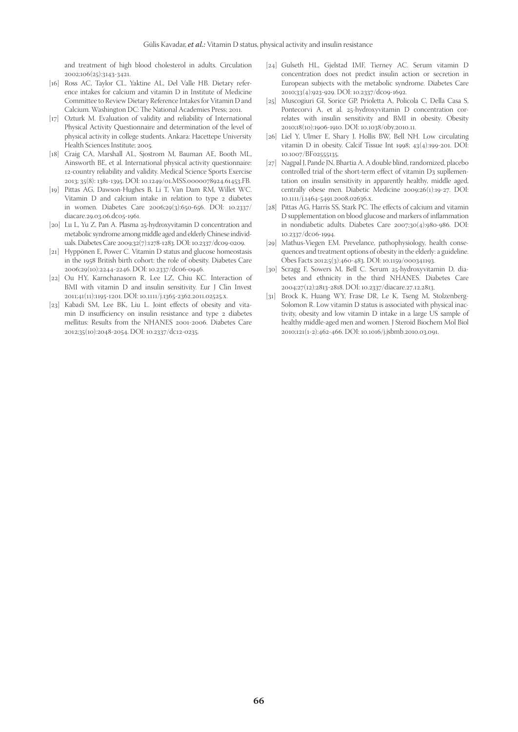and treatment of high blood cholesterol in adults. Circulation 2002;106(25):3143-3421.

[16] Ross AC, Taylor CL, Yaktine AL, Del Valle HB. Dietary reference intakes for calcium and vitamin D in Institute of Medicine Committee to Review Dietary Reference Intakes for Vitamin D and Calcium. Washington DC: The National Academies Press; 2011.

[17] Ozturk M. Evaluation of validity and reliability of International Physical Activity Questionnaire and determination of the level of physical activity in college students. Ankara: Hacettepe University Health Sciences Institute; 2005.

[18] Craig CA, Marshall AL, Sjostrom M, Bauman AE, Booth ML, Ainsworth BE, et al. International physical activity questionnaire: 12-country reliability and validity. Medical Science Sports Exercise 2013; 35(8): 1381-1395. DOI: 10.1249/01.MSS.0000078924.61453.FB.

[19] Pittas AG, Dawson-Hughes B, Li T, Van Dam RM, Willet WC. Vitamin D and calcium intake in relation to type 2 diabetes in women. Diabetes Care 2006;29(3):650-656. DOI: 10.2337/diacare.29.03.06.dc05-1961.

[20] Lu L, Yu Z, Pan A. Plasma 25-hydroxyvitamin D concentration and metabolic syndrome among middle aged and elderly Chinese individuals. Diabetes Care 2009;32(7):1278-1283. DOI: 10.2337/dc09-0209.

[21] Hyppönen E, Power C. Vitamin D status and glucose homeostasis in the 1958 British birth cohort: the role of obesity. Diabetes Care 2006;29(10):2244-2246. DOI: 10.2337/dc06-0946.

[22] Ou HY, Karnchanasorn R, Lee LZ, Chiu KC. Interaction of BMI with vitamin D and insulin sensitivity. Eur J Clin Invest 2011;41(11):1195-1201. DOI: 10.1111/j.1365-2362.2011.02525.x.

[23] Kabadi SM, Lee BK, Liu L. Joint effects of obesity and vitamin D insufficiency on insulin resistance and type 2 diabetes mellitus: Results from the NHANES 2001-2006. Diabetes Care 2012;35(10):2048-2054. DOI: 10.2337/dc12-0235.

[24] Gulseth HL, Gjelstad IMF, Tierney AC. Serum vitamin D concentration does not predict insulin action or secretion in European subjects with the metabolic syndrome. Diabetes Care 2010;33(4):923-929. DOI: 10.2337/dc09-1692.

[25] Muscogiuri GI, Sorice GP, Prioletta A, Policola C, Della Casa S, Pontecorvi A, et al. 25-hydroxyvitamin D concentration correlates with insulin sensitivity and BMI in obesity. Obesity 2010;18(10):1906-1910. DOI: 10.1038/oby.2010.11.

[26] Liel Y, Ulmer E, Shary J, Hollis BW, Bell NH. Low circulating vitamin D in obesity. Calcif Tissue Int 1998; 43(4):199-201. DOI: 10.1007/BF02555135.

[27] Nagpal J, Pande JN, Bhartia A. A double blind, randomized, placebo controlled trial of the short-term effect of vitamin D3 supllementation on insulin sensitivity in apparently healthy, middle aged, centrally obese men. Diabetic Medicine 2009;26(1):19-27. DOI: 10.1111/j.1464-5491.2008.02636.x.

[28] Pittas AG, Harris SS, Stark PC. The effects of calcium and vitamin D supplementation on blood glucose and markers of inflammation in nondiabetic adults. Diabetes Care 2007;30(4):980-986. DOI: 10.2337/dc06-1994.

[29] Mathus-Viegen EM. Prevelance, pathophysiology, health consequences and treatment options of obesity in the elderly: a guideline. Obes Facts 2012;5(3):460-483. DOI: 10.1159/000341193.

[30] Scragg F, Sowers M, Bell C. Serum 25-hydroxyvitamin D, diabetes and ethnicity in the third NHANES. Diabetes Care 2004;27(12):2813-2818. DOI: 10.2337/diacare.27.12.2813.

[31] Brock K, Huang WY, Frase DR, Le K, Tseng M, Stolzenberg-Solomon R. Low vitamin D status is associated with physical inactivity, obesity and low vitamin D intake in a large US sample of healthy middle-aged men and women. J Steroid Biochem Mol Biol 2010;121(1-2):462-466. DOI: 10.1016/j.jsbmb.2010.03.091.